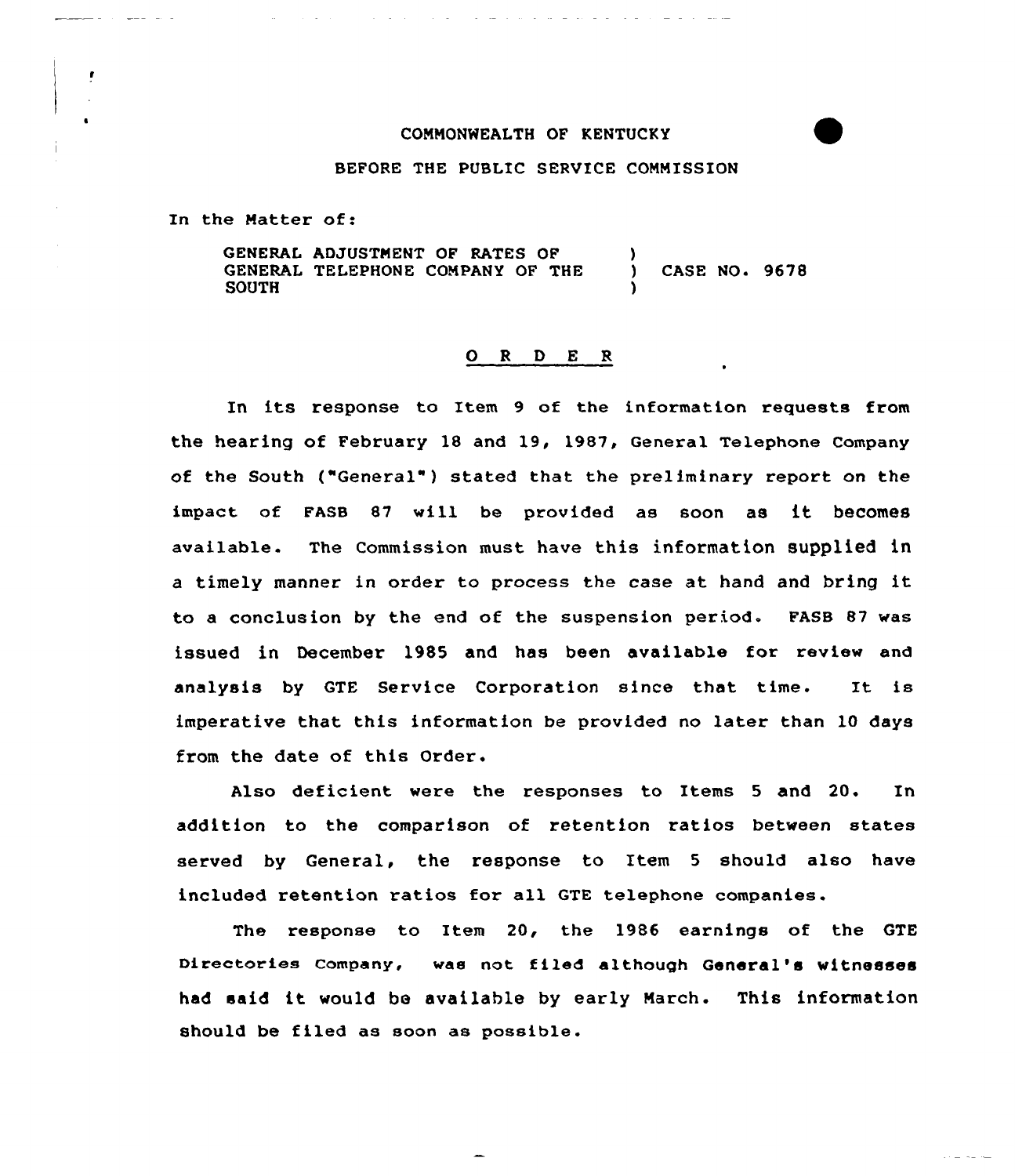COMMONWEALTH OF KENTUCKY

BEFORE THE PUBLIC SERVICE COMMISSION

In the Matter of:

GENERAL ADJUSTMENT OF RATES OF GENERAL TELEPHONE COMPANY OF THE SOUTH ) CASE NO. 9678

## O R D E R

In its response to Item 9 of the information requests from the hearing of February 18 and 19, 1987, General Telephone Company of the South ("General") stated that the preliminary report on the impact of FASB 87 will be provided as soon as it becomes available. The Commission must have this information supplied in a timely manner in order to process the case at hand and bring it to a conclusion by the end of the suspension period. FASB 87 was issued in December 1985 and has been available for review and analysis by GTE Service Corporation since that time. It is imperative that this information be provided no later than 10 days from the date of this Order.

Also deficient were the responses to Items 5 and 20. In addition to the comparison of retention ratios between states served by General, the response to Item 5 should also have included retention ratios for all GTE telephone companies.

The response to Item 20, the 1986 earnings of the GTE Directories Company, was not filed although General's witnesses had said it would be available by early March. This information should be filed as soon as possible.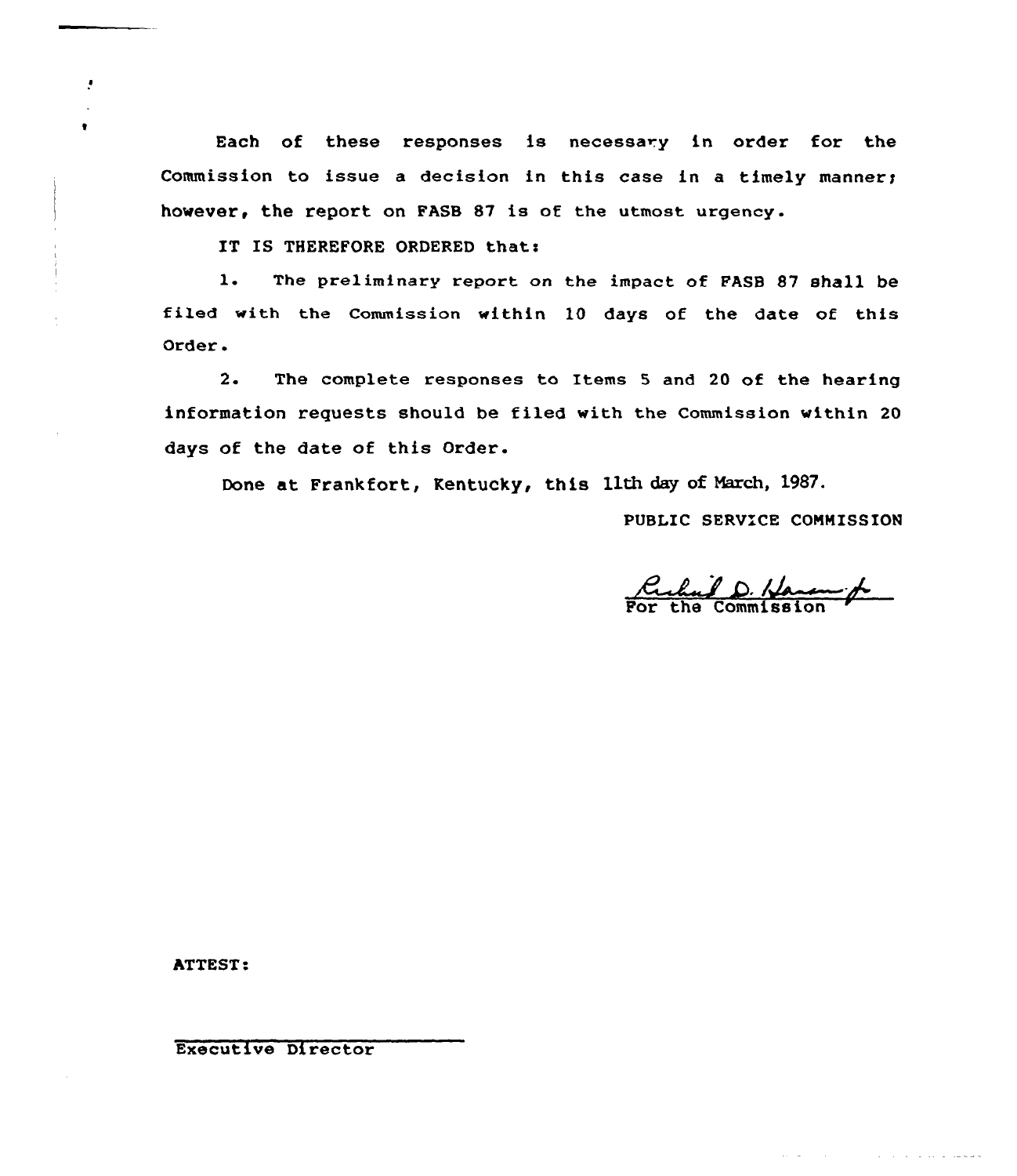Each of these responses is necessary in order for the Commission to issue a decision in this case in a timely manner; however, the report on FASB 87 is of the utmost urgency.

IT IS THEREFORE ORDERED that:

1. The preliminary report on the impact of FASB 87 shall be filed with the Commission within 10 days of the date of this Order.

2. The complete responses to Items 5 and 20 of the hearing information requests should be filed with the Commission within 20 days of the date of this Order.

Done at Frankfort, Kentucky, this 11th day of March, 1987.

PUBLIC SERVICE COMMISSION

Richard D. Heman Jr.
For the Commission

ATTEST:

Executive Director